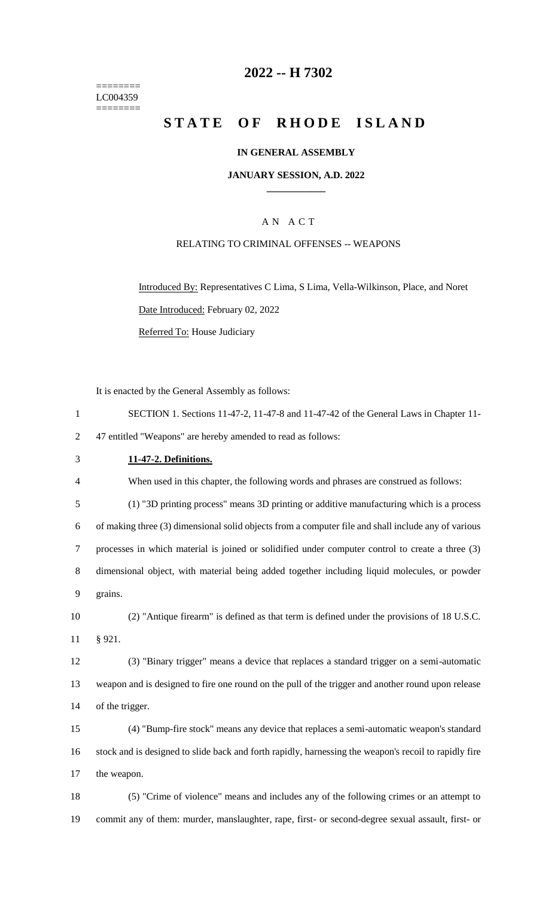========
LC004359
========

# 2022 -- H 7302

# STATE OF RHODE ISLAND

**IN GENERAL ASSEMBLY**

**JANUARY SESSION, A.D. 2022**

A N A C T

RELATING TO CRIMINAL OFFENSES -- WEAPONS

Introduced By: Representatives C Lima, S Lima, Vella-Wilkinson, Place, and Noret

Date Introduced: February 02, 2022

Referred To: House Judiciary

It is enacted by the General Assembly as follows:

SECTION 1. Sections 11-47-2, 11-47-8 and 11-47-42 of the General Laws in Chapter 11-47 entitled "Weapons" are hereby amended to read as follows:

**11-47-2. Definitions.**

When used in this chapter, the following words and phrases are construed as follows:

(1) "3D printing process" means 3D printing or additive manufacturing which is a process of making three (3) dimensional solid objects from a computer file and shall include any of various processes in which material is joined or solidified under computer control to create a three (3) dimensional object, with material being added together including liquid molecules, or powder grains.

(2) "Antique firearm" is defined as that term is defined under the provisions of 18 U.S.C. § 921.

(3) "Binary trigger" means a device that replaces a standard trigger on a semi-automatic weapon and is designed to fire one round on the pull of the trigger and another round upon release of the trigger.

(4) "Bump-fire stock" means any device that replaces a semi-automatic weapon's standard stock and is designed to slide back and forth rapidly, harnessing the weapon's recoil to rapidly fire the weapon.

(5) "Crime of violence" means and includes any of the following crimes or an attempt to commit any of them: murder, manslaughter, rape, first- or second-degree sexual assault, first- or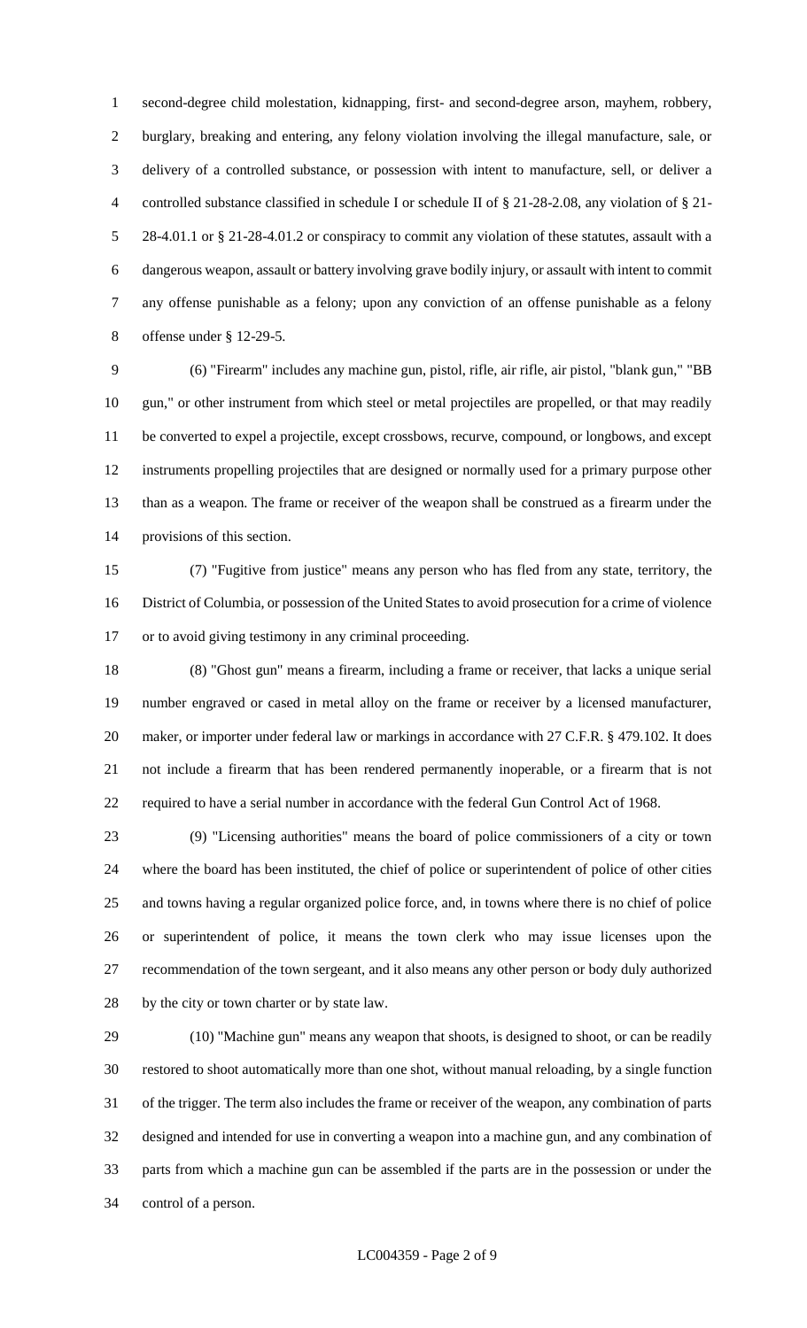second-degree child molestation, kidnapping, first- and second-degree arson, mayhem, robbery, burglary, breaking and entering, any felony violation involving the illegal manufacture, sale, or delivery of a controlled substance, or possession with intent to manufacture, sell, or deliver a controlled substance classified in schedule I or schedule II of § 21-28-2.08, any violation of § 21-28-4.01.1 or § 21-28-4.01.2 or conspiracy to commit any violation of these statutes, assault with a dangerous weapon, assault or battery involving grave bodily injury, or assault with intent to commit any offense punishable as a felony; upon any conviction of an offense punishable as a felony offense under § 12-29-5.

(6) "Firearm" includes any machine gun, pistol, rifle, air rifle, air pistol, "blank gun," "BB gun," or other instrument from which steel or metal projectiles are propelled, or that may readily be converted to expel a projectile, except crossbows, recurve, compound, or longbows, and except instruments propelling projectiles that are designed or normally used for a primary purpose other than as a weapon. The frame or receiver of the weapon shall be construed as a firearm under the provisions of this section.

(7) "Fugitive from justice" means any person who has fled from any state, territory, the District of Columbia, or possession of the United States to avoid prosecution for a crime of violence or to avoid giving testimony in any criminal proceeding.

(8) "Ghost gun" means a firearm, including a frame or receiver, that lacks a unique serial number engraved or cased in metal alloy on the frame or receiver by a licensed manufacturer, maker, or importer under federal law or markings in accordance with 27 C.F.R. § 479.102. It does not include a firearm that has been rendered permanently inoperable, or a firearm that is not required to have a serial number in accordance with the federal Gun Control Act of 1968.

(9) "Licensing authorities" means the board of police commissioners of a city or town where the board has been instituted, the chief of police or superintendent of police of other cities and towns having a regular organized police force, and, in towns where there is no chief of police or superintendent of police, it means the town clerk who may issue licenses upon the recommendation of the town sergeant, and it also means any other person or body duly authorized by the city or town charter or by state law.

(10) "Machine gun" means any weapon that shoots, is designed to shoot, or can be readily restored to shoot automatically more than one shot, without manual reloading, by a single function of the trigger. The term also includes the frame or receiver of the weapon, any combination of parts designed and intended for use in converting a weapon into a machine gun, and any combination of parts from which a machine gun can be assembled if the parts are in the possession or under the control of a person.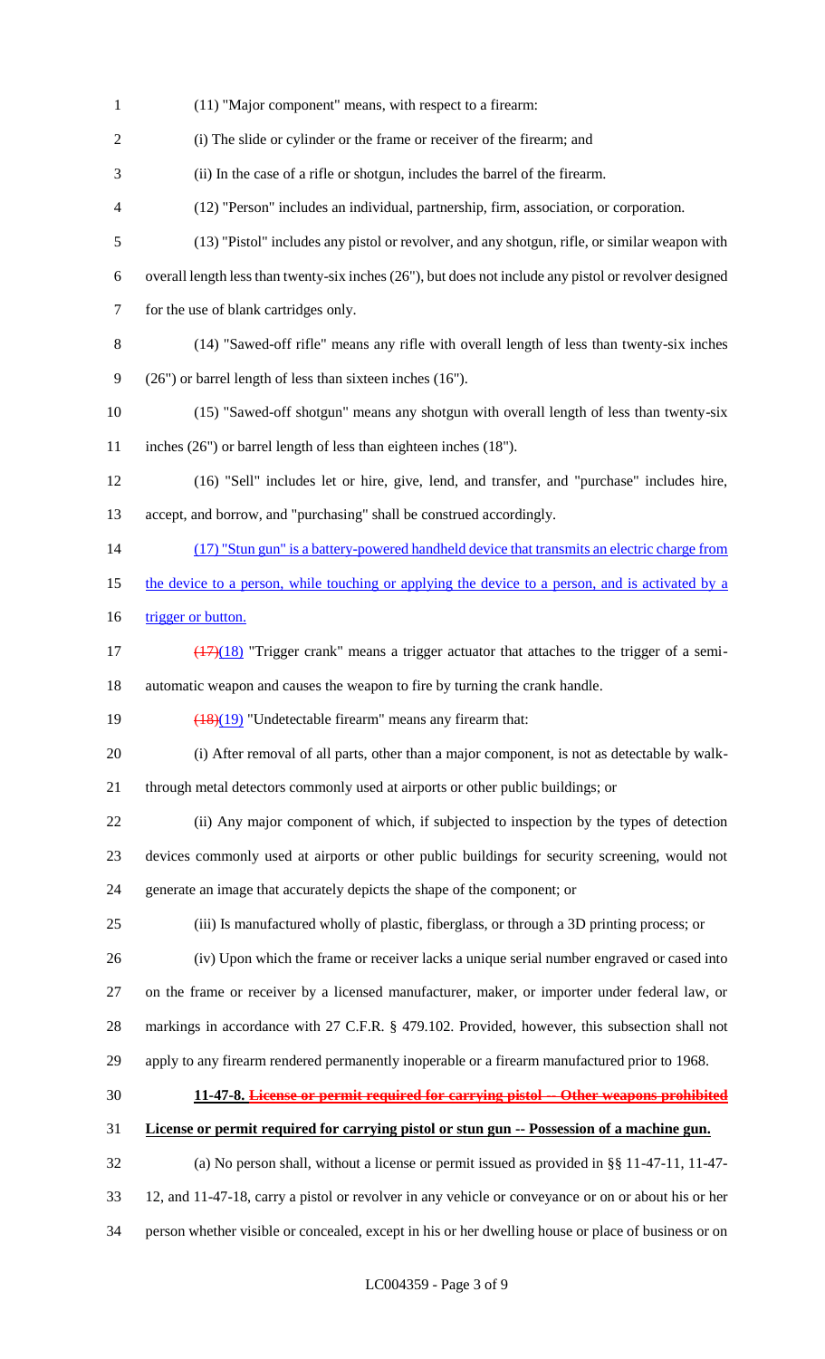(11) "Major component" means, with respect to a firearm:

(i) The slide or cylinder or the frame or receiver of the firearm; and

(ii) In the case of a rifle or shotgun, includes the barrel of the firearm.

(12) "Person" includes an individual, partnership, firm, association, or corporation.

(13) "Pistol" includes any pistol or revolver, and any shotgun, rifle, or similar weapon with overall length less than twenty-six inches (26"), but does not include any pistol or revolver designed for the use of blank cartridges only.

(14) "Sawed-off rifle" means any rifle with overall length of less than twenty-six inches (26") or barrel length of less than sixteen inches (16").

(15) "Sawed-off shotgun" means any shotgun with overall length of less than twenty-six inches (26") or barrel length of less than eighteen inches (18").

(16) "Sell" includes let or hire, give, lend, and transfer, and "purchase" includes hire, accept, and borrow, and "purchasing" shall be construed accordingly.

(17) "Stun gun" is a battery-powered handheld device that transmits an electric charge from the device to a person, while touching or applying the device to a person, and is activated by a trigger or button.

~~(17)~~(18) "Trigger crank" means a trigger actuator that attaches to the trigger of a semi-automatic weapon and causes the weapon to fire by turning the crank handle.

~~(18)~~(19) "Undetectable firearm" means any firearm that:

(i) After removal of all parts, other than a major component, is not as detectable by walk-through metal detectors commonly used at airports or other public buildings; or

(ii) Any major component of which, if subjected to inspection by the types of detection devices commonly used at airports or other public buildings for security screening, would not generate an image that accurately depicts the shape of the component; or

(iii) Is manufactured wholly of plastic, fiberglass, or through a 3D printing process; or

(iv) Upon which the frame or receiver lacks a unique serial number engraved or cased into on the frame or receiver by a licensed manufacturer, maker, or importer under federal law, or markings in accordance with 27 C.F.R. § 479.102. Provided, however, this subsection shall not apply to any firearm rendered permanently inoperable or a firearm manufactured prior to 1968.

**11-47-8. ~~License or permit required for carrying pistol -- Other weapons prohibited~~ License or permit required for carrying pistol or stun gun -- Possession of a machine gun.**

(a) No person shall, without a license or permit issued as provided in §§ 11-47-11, 11-47-12, and 11-47-18, carry a pistol or revolver in any vehicle or conveyance or on or about his or her person whether visible or concealed, except in his or her dwelling house or place of business or on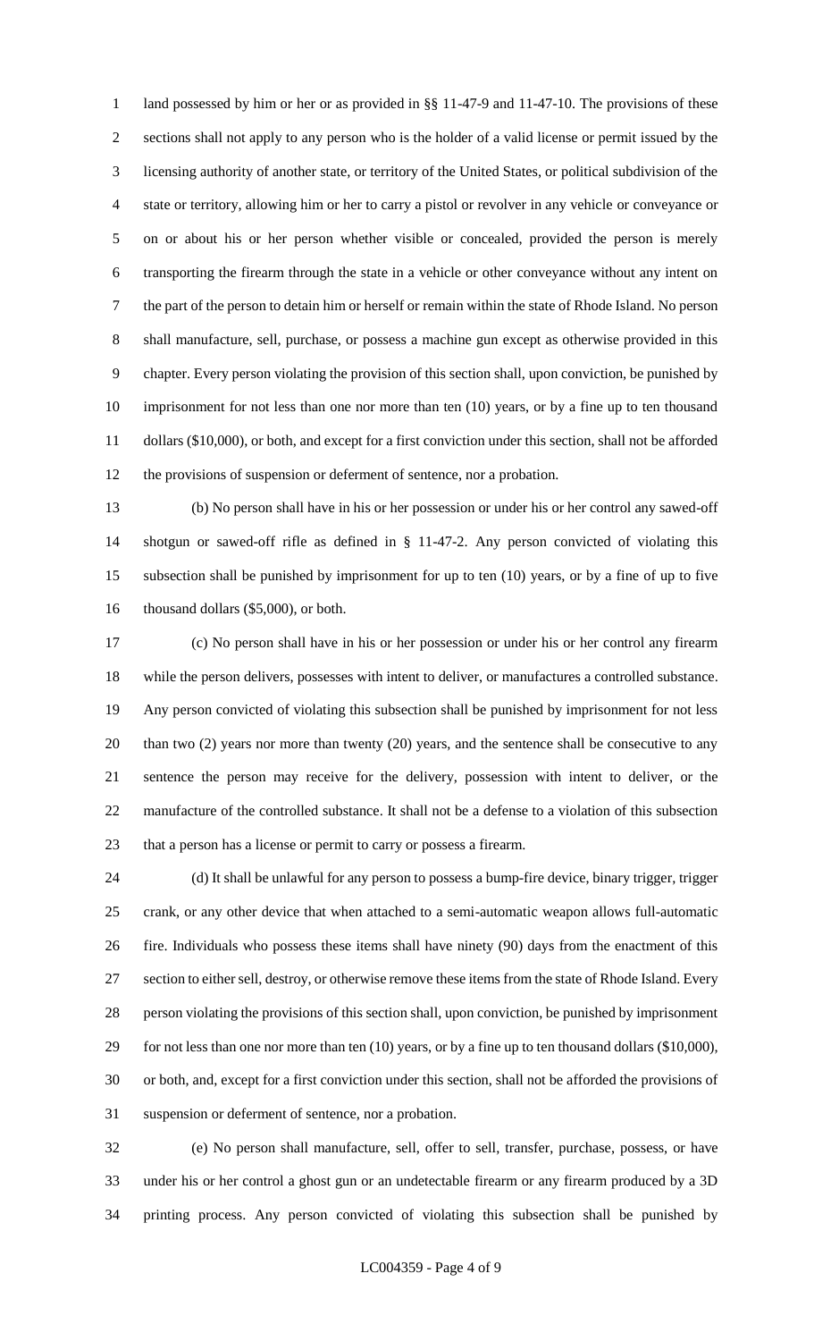land possessed by him or her or as provided in §§ 11-47-9 and 11-47-10. The provisions of these sections shall not apply to any person who is the holder of a valid license or permit issued by the licensing authority of another state, or territory of the United States, or political subdivision of the state or territory, allowing him or her to carry a pistol or revolver in any vehicle or conveyance or on or about his or her person whether visible or concealed, provided the person is merely transporting the firearm through the state in a vehicle or other conveyance without any intent on the part of the person to detain him or herself or remain within the state of Rhode Island. No person shall manufacture, sell, purchase, or possess a machine gun except as otherwise provided in this chapter. Every person violating the provision of this section shall, upon conviction, be punished by imprisonment for not less than one nor more than ten (10) years, or by a fine up to ten thousand dollars ($10,000), or both, and except for a first conviction under this section, shall not be afforded the provisions of suspension or deferment of sentence, nor a probation.

(b) No person shall have in his or her possession or under his or her control any sawed-off shotgun or sawed-off rifle as defined in § 11-47-2. Any person convicted of violating this subsection shall be punished by imprisonment for up to ten (10) years, or by a fine of up to five thousand dollars ($5,000), or both.

(c) No person shall have in his or her possession or under his or her control any firearm while the person delivers, possesses with intent to deliver, or manufactures a controlled substance. Any person convicted of violating this subsection shall be punished by imprisonment for not less than two (2) years nor more than twenty (20) years, and the sentence shall be consecutive to any sentence the person may receive for the delivery, possession with intent to deliver, or the manufacture of the controlled substance. It shall not be a defense to a violation of this subsection that a person has a license or permit to carry or possess a firearm.

(d) It shall be unlawful for any person to possess a bump-fire device, binary trigger, trigger crank, or any other device that when attached to a semi-automatic weapon allows full-automatic fire. Individuals who possess these items shall have ninety (90) days from the enactment of this section to either sell, destroy, or otherwise remove these items from the state of Rhode Island. Every person violating the provisions of this section shall, upon conviction, be punished by imprisonment for not less than one nor more than ten (10) years, or by a fine up to ten thousand dollars ($10,000), or both, and, except for a first conviction under this section, shall not be afforded the provisions of suspension or deferment of sentence, nor a probation.

(e) No person shall manufacture, sell, offer to sell, transfer, purchase, possess, or have under his or her control a ghost gun or an undetectable firearm or any firearm produced by a 3D printing process. Any person convicted of violating this subsection shall be punished by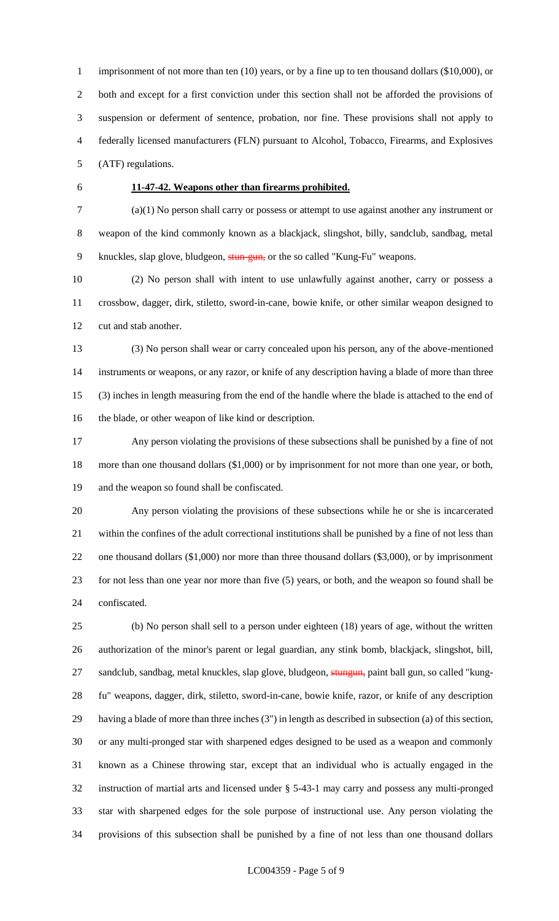imprisonment of not more than ten (10) years, or by a fine up to ten thousand dollars ($10,000), or both and except for a first conviction under this section shall not be afforded the provisions of suspension or deferment of sentence, probation, nor fine. These provisions shall not apply to federally licensed manufacturers (FLN) pursuant to Alcohol, Tobacco, Firearms, and Explosives (ATF) regulations.

**11-47-42. Weapons other than firearms prohibited.**

(a)(1) No person shall carry or possess or attempt to use against another any instrument or weapon of the kind commonly known as a blackjack, slingshot, billy, sandclub, sandbag, metal knuckles, slap glove, bludgeon, ~~stun-gun,~~ or the so called "Kung-Fu" weapons.

(2) No person shall with intent to use unlawfully against another, carry or possess a crossbow, dagger, dirk, stiletto, sword-in-cane, bowie knife, or other similar weapon designed to cut and stab another.

(3) No person shall wear or carry concealed upon his person, any of the above-mentioned instruments or weapons, or any razor, or knife of any description having a blade of more than three (3) inches in length measuring from the end of the handle where the blade is attached to the end of the blade, or other weapon of like kind or description.

Any person violating the provisions of these subsections shall be punished by a fine of not more than one thousand dollars ($1,000) or by imprisonment for not more than one year, or both, and the weapon so found shall be confiscated.

Any person violating the provisions of these subsections while he or she is incarcerated within the confines of the adult correctional institutions shall be punished by a fine of not less than one thousand dollars ($1,000) nor more than three thousand dollars ($3,000), or by imprisonment for not less than one year nor more than five (5) years, or both, and the weapon so found shall be confiscated.

(b) No person shall sell to a person under eighteen (18) years of age, without the written authorization of the minor's parent or legal guardian, any stink bomb, blackjack, slingshot, bill, sandclub, sandbag, metal knuckles, slap glove, bludgeon, ~~stungun,~~ paint ball gun, so called "kung-fu" weapons, dagger, dirk, stiletto, sword-in-cane, bowie knife, razor, or knife of any description having a blade of more than three inches (3") in length as described in subsection (a) of this section, or any multi-pronged star with sharpened edges designed to be used as a weapon and commonly known as a Chinese throwing star, except that an individual who is actually engaged in the instruction of martial arts and licensed under § 5-43-1 may carry and possess any multi-pronged star with sharpened edges for the sole purpose of instructional use. Any person violating the provisions of this subsection shall be punished by a fine of not less than one thousand dollars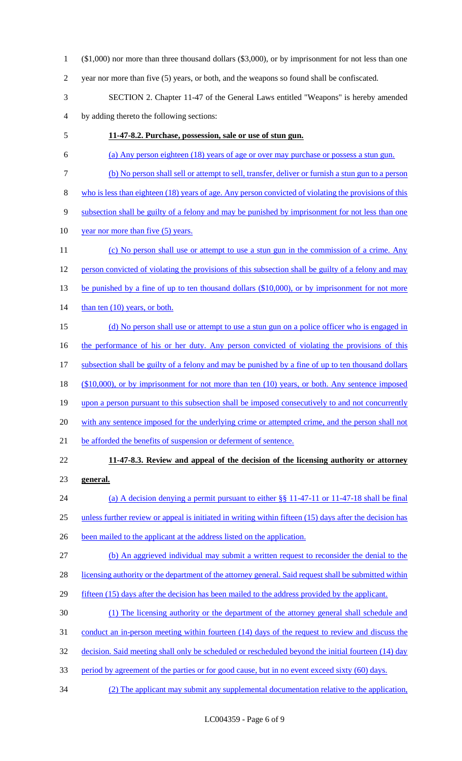($1,000) nor more than three thousand dollars ($3,000), or by imprisonment for not less than one year nor more than five (5) years, or both, and the weapons so found shall be confiscated.

SECTION 2. Chapter 11-47 of the General Laws entitled "Weapons" is hereby amended by adding thereto the following sections:

**11-47-8.2. Purchase, possession, sale or use of stun gun.**

(a) Any person eighteen (18) years of age or over may purchase or possess a stun gun.

(b) No person shall sell or attempt to sell, transfer, deliver or furnish a stun gun to a person who is less than eighteen (18) years of age. Any person convicted of violating the provisions of this subsection shall be guilty of a felony and may be punished by imprisonment for not less than one year nor more than five (5) years.

(c) No person shall use or attempt to use a stun gun in the commission of a crime. Any person convicted of violating the provisions of this subsection shall be guilty of a felony and may be punished by a fine of up to ten thousand dollars ($10,000), or by imprisonment for not more than ten (10) years, or both.

(d) No person shall use or attempt to use a stun gun on a police officer who is engaged in the performance of his or her duty. Any person convicted of violating the provisions of this subsection shall be guilty of a felony and may be punished by a fine of up to ten thousand dollars ($10,000), or by imprisonment for not more than ten (10) years, or both. Any sentence imposed upon a person pursuant to this subsection shall be imposed consecutively to and not concurrently with any sentence imposed for the underlying crime or attempted crime, and the person shall not be afforded the benefits of suspension or deferment of sentence.

**11-47-8.3. Review and appeal of the decision of the licensing authority or attorney general.**

(a) A decision denying a permit pursuant to either §§ 11-47-11 or 11-47-18 shall be final unless further review or appeal is initiated in writing within fifteen (15) days after the decision has been mailed to the applicant at the address listed on the application.

(b) An aggrieved individual may submit a written request to reconsider the denial to the licensing authority or the department of the attorney general. Said request shall be submitted within fifteen (15) days after the decision has been mailed to the address provided by the applicant.

(1) The licensing authority or the department of the attorney general shall schedule and conduct an in-person meeting within fourteen (14) days of the request to review and discuss the decision. Said meeting shall only be scheduled or rescheduled beyond the initial fourteen (14) day period by agreement of the parties or for good cause, but in no event exceed sixty (60) days.

(2) The applicant may submit any supplemental documentation relative to the application,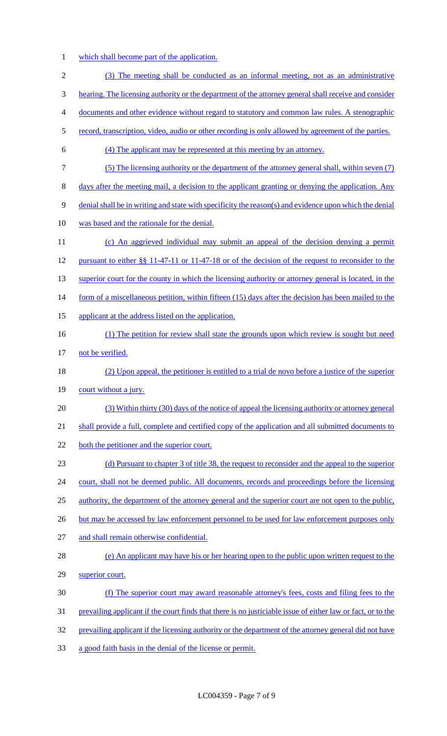which shall become part of the application.

(3) The meeting shall be conducted as an informal meeting, not as an administrative hearing. The licensing authority or the department of the attorney general shall receive and consider documents and other evidence without regard to statutory and common law rules. A stenographic record, transcription, video, audio or other recording is only allowed by agreement of the parties.

(4) The applicant may be represented at this meeting by an attorney.

(5) The licensing authority or the department of the attorney general shall, within seven (7) days after the meeting mail, a decision to the applicant granting or denying the application. Any denial shall be in writing and state with specificity the reason(s) and evidence upon which the denial was based and the rationale for the denial.

(c) An aggrieved individual may submit an appeal of the decision denying a permit pursuant to either §§ 11-47-11 or 11-47-18 or of the decision of the request to reconsider to the superior court for the county in which the licensing authority or attorney general is located, in the form of a miscellaneous petition, within fifteen (15) days after the decision has been mailed to the applicant at the address listed on the application.

(1) The petition for review shall state the grounds upon which review is sought but need not be verified.

(2) Upon appeal, the petitioner is entitled to a trial de novo before a justice of the superior court without a jury.

(3) Within thirty (30) days of the notice of appeal the licensing authority or attorney general shall provide a full, complete and certified copy of the application and all submitted documents to both the petitioner and the superior court.

(d) Pursuant to chapter 3 of title 38, the request to reconsider and the appeal to the superior court, shall not be deemed public. All documents, records and proceedings before the licensing authority, the department of the attorney general and the superior court are not open to the public, but may be accessed by law enforcement personnel to be used for law enforcement purposes only and shall remain otherwise confidential.

(e) An applicant may have his or her hearing open to the public upon written request to the superior court.

(f) The superior court may award reasonable attorney's fees, costs and filing fees to the prevailing applicant if the court finds that there is no justiciable issue of either law or fact, or to the prevailing applicant if the licensing authority or the department of the attorney general did not have a good faith basis in the denial of the license or permit.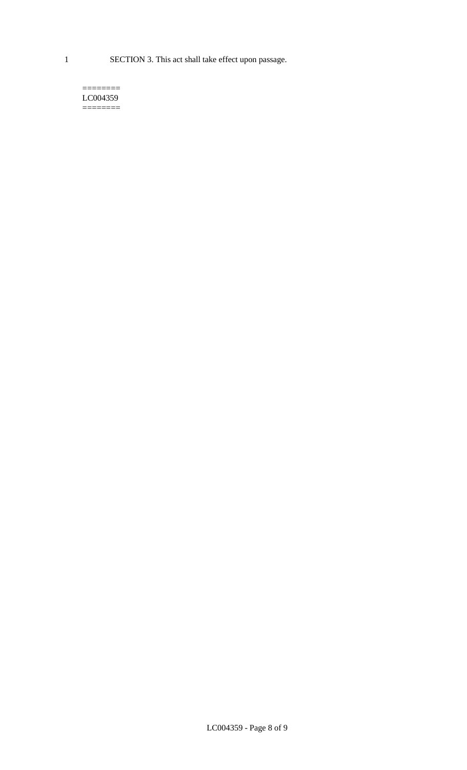SECTION 3. This act shall take effect upon passage.

========
LC004359
========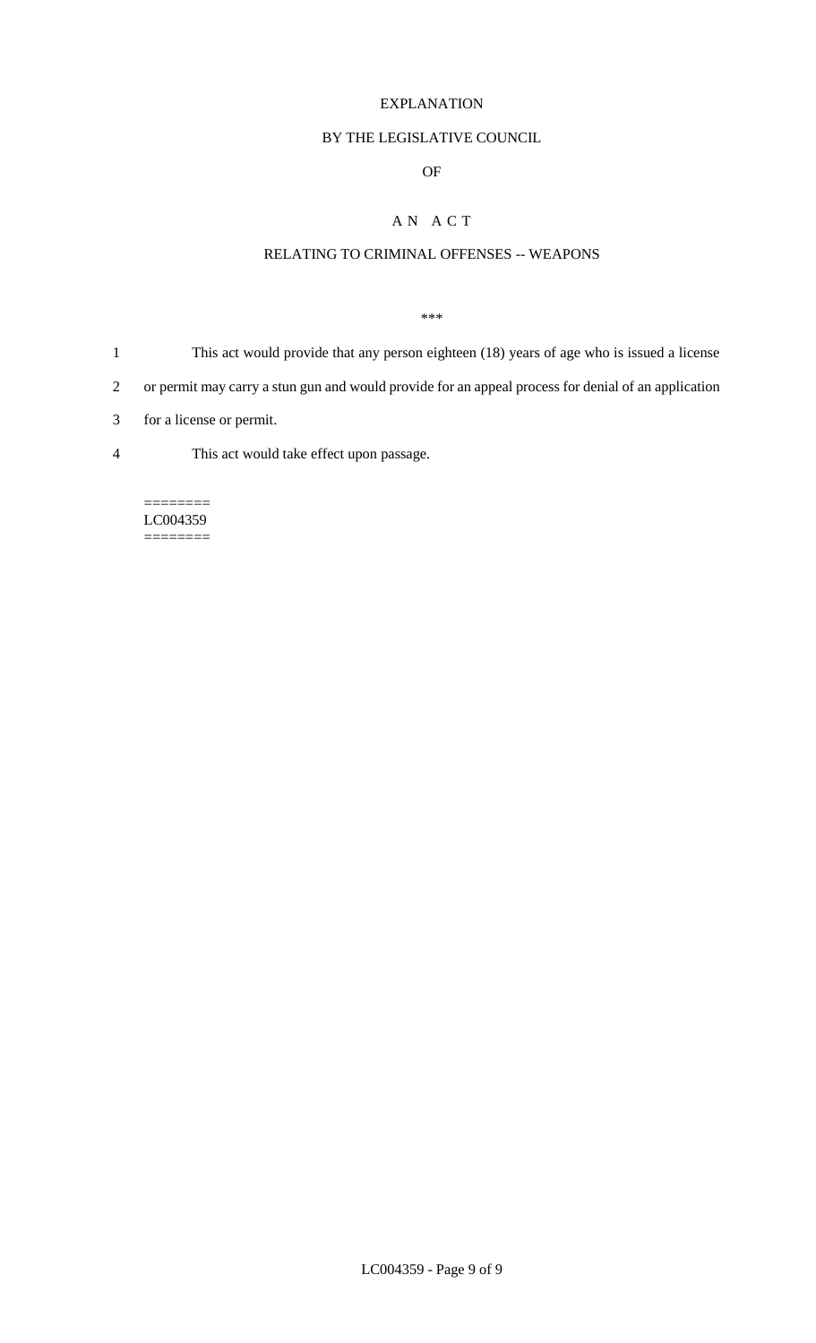EXPLANATION

BY THE LEGISLATIVE COUNCIL

OF

A N A C T

RELATING TO CRIMINAL OFFENSES -- WEAPONS

\*\*\*

1 This act would provide that any person eighteen (18) years of age who is issued a license
2 or permit may carry a stun gun and would provide for an appeal process for denial of an application
3 for a license or permit.

4 This act would take effect upon passage.

========
LC004359
========